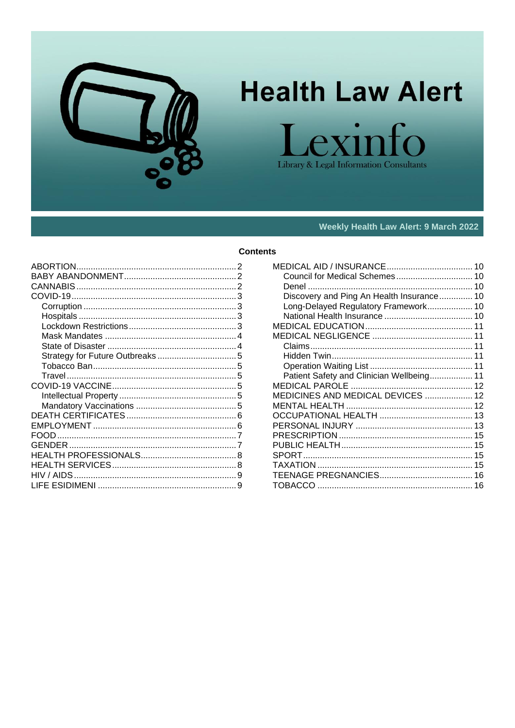# Health Law Alert

Lexinfo

Library & Legal Information Consultants

**Weekly Health Law Alert: 9 March 2022**

## Contents

- ABORTION ..... 2
- BABY ABANDONMENT ..... 2
- CANNABIS ..... 2
- COVID-19 ..... 3
  - Corruption ..... 3
  - Hospitals ..... 3
  - Lockdown Restrictions ..... 3
  - Mask Mandates ..... 4
  - State of Disaster ..... 4
  - Strategy for Future Outbreaks ..... 5
  - Tobacco Ban ..... 5
  - Travel ..... 5
- COVID-19 VACCINE ..... 5
  - Intellectual Property ..... 5
  - Mandatory Vaccinations ..... 5
- DEATH CERTIFICATES ..... 6
- EMPLOYMENT ..... 6
- FOOD ..... 7
- GENDER ..... 7
- HEALTH PROFESSIONALS ..... 8
- HEALTH SERVICES ..... 8
- HIV / AIDS ..... 9
- LIFE ESIDIMENI ..... 9
- MEDICAL AID / INSURANCE ..... 10
  - Council for Medical Schemes ..... 10
  - Denel ..... 10
  - Discovery and Ping An Health Insurance ..... 10
  - Long-Delayed Regulatory Framework ..... 10
  - National Health Insurance ..... 10
- MEDICAL EDUCATION ..... 11
- MEDICAL NEGLIGENCE ..... 11
  - Claims ..... 11
  - Hidden Twin ..... 11
  - Operation Waiting List ..... 11
  - Patient Safety and Clinician Wellbeing ..... 11
- MEDICAL PAROLE ..... 12
- MEDICINES AND MEDICAL DEVICES ..... 12
- MENTAL HEALTH ..... 12
- OCCUPATIONAL HEALTH ..... 13
- PERSONAL INJURY ..... 13
- PRESCRIPTION ..... 15
- PUBLIC HEALTH ..... 15
- SPORT ..... 15
- TAXATION ..... 15
- TEENAGE PREGNANCIES ..... 16
- TOBACCO ..... 16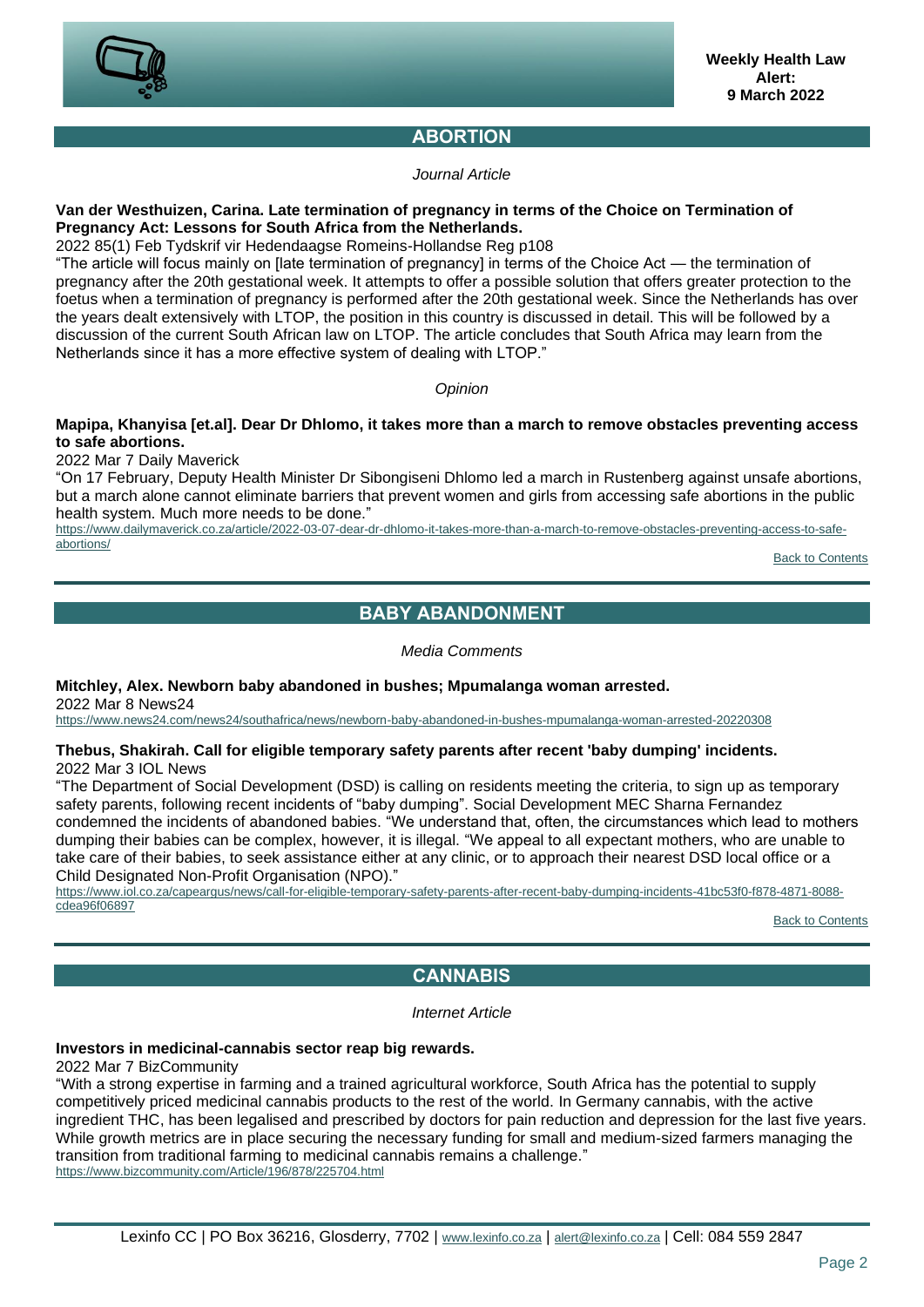## ABORTION

*Journal Article*

**Van der Westhuizen, Carina. Late termination of pregnancy in terms of the Choice on Termination of Pregnancy Act: Lessons for South Africa from the Netherlands.**
2022 85(1) Feb Tydskrif vir Hedendaagse Romeins-Hollandse Reg p108
"The article will focus mainly on [late termination of pregnancy] in terms of the Choice Act — the termination of pregnancy after the 20th gestational week. It attempts to offer a possible solution that offers greater protection to the foetus when a termination of pregnancy is performed after the 20th gestational week. Since the Netherlands has over the years dealt extensively with LTOP, the position in this country is discussed in detail. This will be followed by a discussion of the current South African law on LTOP. The article concludes that South Africa may learn from the Netherlands since it has a more effective system of dealing with LTOP."

*Opinion*

**Mapipa, Khanyisa [et.al]. Dear Dr Dhlomo, it takes more than a march to remove obstacles preventing access to safe abortions.**
2022 Mar 7 Daily Maverick
"On 17 February, Deputy Health Minister Dr Sibongiseni Dhlomo led a march in Rustenberg against unsafe abortions, but a march alone cannot eliminate barriers that prevent women and girls from accessing safe abortions in the public health system. Much more needs to be done."
https://www.dailymaverick.co.za/article/2022-03-07-dear-dr-dhlomo-it-takes-more-than-a-march-to-remove-obstacles-preventing-access-to-safe-abortions/

Back to Contents

## BABY ABANDONMENT

*Media Comments*

**Mitchley, Alex. Newborn baby abandoned in bushes; Mpumalanga woman arrested.**
2022 Mar 8 News24
https://www.news24.com/news24/southafrica/news/newborn-baby-abandoned-in-bushes-mpumalanga-woman-arrested-20220308

**Thebus, Shakirah. Call for eligible temporary safety parents after recent 'baby dumping' incidents.**
2022 Mar 3 IOL News
"The Department of Social Development (DSD) is calling on residents meeting the criteria, to sign up as temporary safety parents, following recent incidents of "baby dumping". Social Development MEC Sharna Fernandez condemned the incidents of abandoned babies. "We understand that, often, the circumstances which lead to mothers dumping their babies can be complex, however, it is illegal. "We appeal to all expectant mothers, who are unable to take care of their babies, to seek assistance either at any clinic, or to approach their nearest DSD local office or a Child Designated Non-Profit Organisation (NPO)."
https://www.iol.co.za/capeargus/news/call-for-eligible-temporary-safety-parents-after-recent-baby-dumping-incidents-41bc53f0-f878-4871-8088-cdea96f06897

Back to Contents

## CANNABIS

*Internet Article*

**Investors in medicinal-cannabis sector reap big rewards.**
2022 Mar 7 BizCommunity
"With a strong expertise in farming and a trained agricultural workforce, South Africa has the potential to supply competitively priced medicinal cannabis products to the rest of the world. In Germany cannabis, with the active ingredient THC, has been legalised and prescribed by doctors for pain reduction and depression for the last five years. While growth metrics are in place securing the necessary funding for small and medium-sized farmers managing the transition from traditional farming to medicinal cannabis remains a challenge."
https://www.bizcommunity.com/Article/196/878/225704.html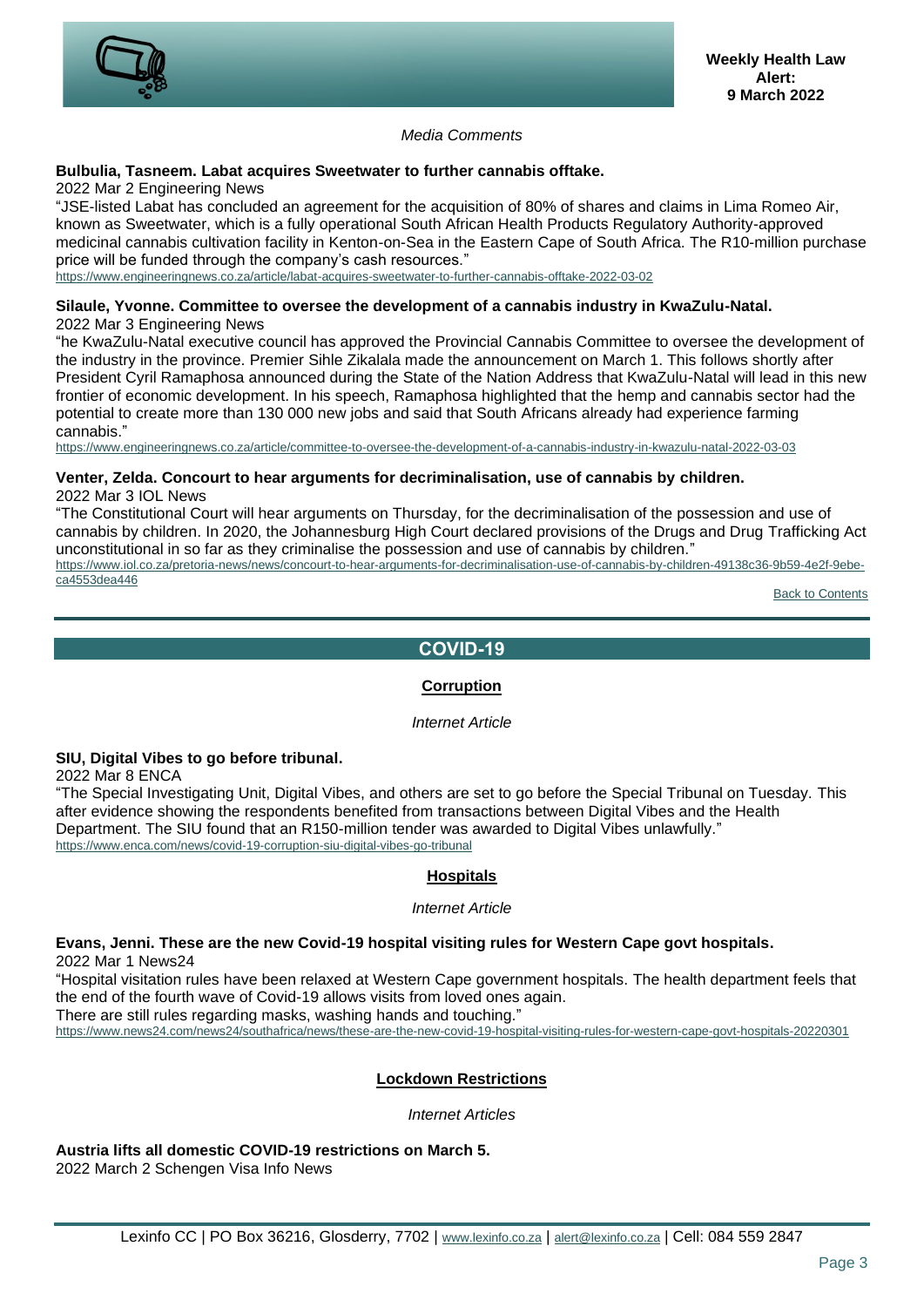*Media Comments*

**Bulbulia, Tasneem. Labat acquires Sweetwater to further cannabis offtake.**
2022 Mar 2 Engineering News
"JSE-listed Labat has concluded an agreement for the acquisition of 80% of shares and claims in Lima Romeo Air, known as Sweetwater, which is a fully operational South African Health Products Regulatory Authority-approved medicinal cannabis cultivation facility in Kenton-on-Sea in the Eastern Cape of South Africa. The R10-million purchase price will be funded through the company's cash resources."
https://www.engineeringnews.co.za/article/labat-acquires-sweetwater-to-further-cannabis-offtake-2022-03-02

**Silaule, Yvonne. Committee to oversee the development of a cannabis industry in KwaZulu-Natal.**
2022 Mar 3 Engineering News
"he KwaZulu-Natal executive council has approved the Provincial Cannabis Committee to oversee the development of the industry in the province. Premier Sihle Zikalala made the announcement on March 1. This follows shortly after President Cyril Ramaphosa announced during the State of the Nation Address that KwaZulu-Natal will lead in this new frontier of economic development. In his speech, Ramaphosa highlighted that the hemp and cannabis sector had the potential to create more than 130 000 new jobs and said that South Africans already had experience farming cannabis."
https://www.engineeringnews.co.za/article/committee-to-oversee-the-development-of-a-cannabis-industry-in-kwazulu-natal-2022-03-03

**Venter, Zelda. Concourt to hear arguments for decriminalisation, use of cannabis by children.**
2022 Mar 3 IOL News
"The Constitutional Court will hear arguments on Thursday, for the decriminalisation of the possession and use of cannabis by children. In 2020, the Johannesburg High Court declared provisions of the Drugs and Drug Trafficking Act unconstitutional in so far as they criminalise the possession and use of cannabis by children."
https://www.iol.co.za/pretoria-news/news/concourt-to-hear-arguments-for-decriminalisation-use-of-cannabis-by-children-49138c36-9b59-4e2f-9ebe-ca4553dea446

Back to Contents

## COVID-19

### Corruption

*Internet Article*

**SIU, Digital Vibes to go before tribunal.**
2022 Mar 8 ENCA
"The Special Investigating Unit, Digital Vibes, and others are set to go before the Special Tribunal on Tuesday. This after evidence showing the respondents benefited from transactions between Digital Vibes and the Health Department. The SIU found that an R150-million tender was awarded to Digital Vibes unlawfully."
https://www.enca.com/news/covid-19-corruption-siu-digital-vibes-go-tribunal

### Hospitals

*Internet Article*

**Evans, Jenni. These are the new Covid-19 hospital visiting rules for Western Cape govt hospitals.**
2022 Mar 1 News24
"Hospital visitation rules have been relaxed at Western Cape government hospitals. The health department feels that the end of the fourth wave of Covid-19 allows visits from loved ones again.
There are still rules regarding masks, washing hands and touching."
https://www.news24.com/news24/southafrica/news/these-are-the-new-covid-19-hospital-visiting-rules-for-western-cape-govt-hospitals-20220301

### Lockdown Restrictions

*Internet Articles*

**Austria lifts all domestic COVID-19 restrictions on March 5.**
2022 March 2 Schengen Visa Info News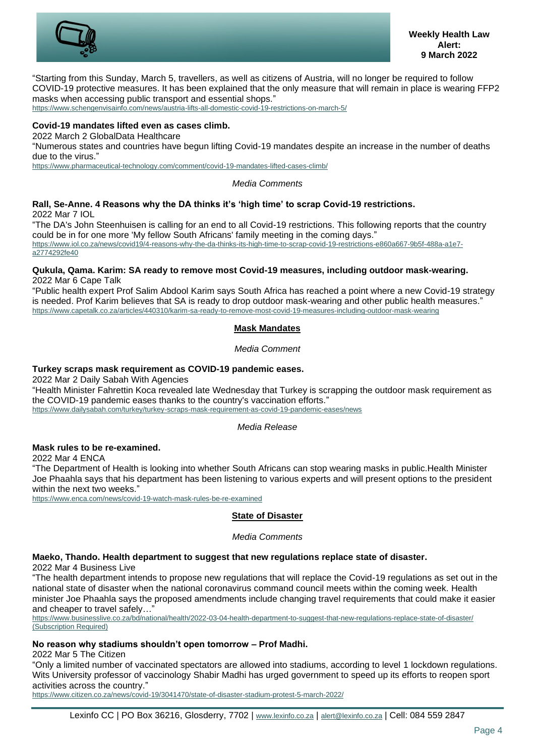"Starting from this Sunday, March 5, travellers, as well as citizens of Austria, will no longer be required to follow COVID-19 protective measures. It has been explained that the only measure that will remain in place is wearing FFP2 masks when accessing public transport and essential shops."
https://www.schengenvisainfo.com/news/austria-lifts-all-domestic-covid-19-restrictions-on-march-5/

**Covid-19 mandates lifted even as cases climb.**
2022 March 2 GlobalData Healthcare
"Numerous states and countries have begun lifting Covid-19 mandates despite an increase in the number of deaths due to the virus."
https://www.pharmaceutical-technology.com/comment/covid-19-mandates-lifted-cases-climb/

*Media Comments*

**Rall, Se-Anne. 4 Reasons why the DA thinks it's 'high time' to scrap Covid-19 restrictions.**
2022 Mar 7 IOL
"The DA's John Steenhuisen is calling for an end to all Covid-19 restrictions. This following reports that the country could be in for one more 'My fellow South Africans' family meeting in the coming days."
https://www.iol.co.za/news/covid19/4-reasons-why-the-da-thinks-its-high-time-to-scrap-covid-19-restrictions-e860a667-9b5f-488a-a1e7-a2774292fe40

**Qukula, Qama. Karim: SA ready to remove most Covid-19 measures, including outdoor mask-wearing.**
2022 Mar 6 Cape Talk
"Public health expert Prof Salim Abdool Karim says South Africa has reached a point where a new Covid-19 strategy is needed. Prof Karim believes that SA is ready to drop outdoor mask-wearing and other public health measures."
https://www.capetalk.co.za/articles/440310/karim-sa-ready-to-remove-most-covid-19-measures-including-outdoor-mask-wearing

## Mask Mandates

*Media Comment*

**Turkey scraps mask requirement as COVID-19 pandemic eases.**
2022 Mar 2 Daily Sabah With Agencies
"Health Minister Fahrettin Koca revealed late Wednesday that Turkey is scrapping the outdoor mask requirement as the COVID-19 pandemic eases thanks to the country's vaccination efforts."
https://www.dailysabah.com/turkey/turkey-scraps-mask-requirement-as-covid-19-pandemic-eases/news

*Media Release*

**Mask rules to be re-examined.**
2022 Mar 4 ENCA
"The Department of Health is looking into whether South Africans can stop wearing masks in public.Health Minister Joe Phaahla says that his department has been listening to various experts and will present options to the president within the next two weeks."
https://www.enca.com/news/covid-19-watch-mask-rules-be-re-examined

## State of Disaster

*Media Comments*

**Maeko, Thando. Health department to suggest that new regulations replace state of disaster.**
2022 Mar 4 Business Live
"The health department intends to propose new regulations that will replace the Covid-19 regulations as set out in the national state of disaster when the national coronavirus command council meets within the coming week. Health minister Joe Phaahla says the proposed amendments include changing travel requirements that could make it easier and cheaper to travel safely…"
https://www.businesslive.co.za/bd/national/health/2022-03-04-health-department-to-suggest-that-new-regulations-replace-state-of-disaster/
(Subscription Required)

**No reason why stadiums shouldn't open tomorrow – Prof Madhi.**
2022 Mar 5 The Citizen
"Only a limited number of vaccinated spectators are allowed into stadiums, according to level 1 lockdown regulations. Wits University professor of vaccinology Shabir Madhi has urged government to speed up its efforts to reopen sport activities across the country."
https://www.citizen.co.za/news/covid-19/3041470/state-of-disaster-stadium-protest-5-march-2022/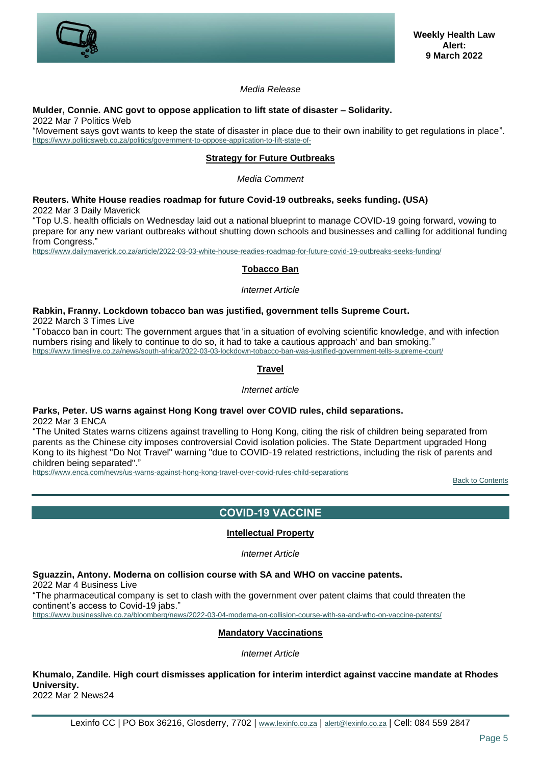*Media Release*

**Mulder, Connie. ANC govt to oppose application to lift state of disaster – Solidarity.**
2022 Mar 7 Politics Web
"Movement says govt wants to keep the state of disaster in place due to their own inability to get regulations in place".
https://www.politicsweb.co.za/politics/government-to-oppose-application-to-lift-state-of-

### Strategy for Future Outbreaks

*Media Comment*

**Reuters. White House readies roadmap for future Covid-19 outbreaks, seeks funding. (USA)**
2022 Mar 3 Daily Maverick
"Top U.S. health officials on Wednesday laid out a national blueprint to manage COVID-19 going forward, vowing to prepare for any new variant outbreaks without shutting down schools and businesses and calling for additional funding from Congress."
https://www.dailymaverick.co.za/article/2022-03-03-white-house-readies-roadmap-for-future-covid-19-outbreaks-seeks-funding/

### Tobacco Ban

*Internet Article*

**Rabkin, Franny. Lockdown tobacco ban was justified, government tells Supreme Court.**
2022 March 3 Times Live
"Tobacco ban in court: The government argues that 'in a situation of evolving scientific knowledge, and with infection numbers rising and likely to continue to do so, it had to take a cautious approach' and ban smoking."
https://www.timeslive.co.za/news/south-africa/2022-03-03-lockdown-tobacco-ban-was-justified-government-tells-supreme-court/

### Travel

*Internet article*

**Parks, Peter. US warns against Hong Kong travel over COVID rules, child separations.**
2022 Mar 3 ENCA
"The United States warns citizens against travelling to Hong Kong, citing the risk of children being separated from parents as the Chinese city imposes controversial Covid isolation policies. The State Department upgraded Hong Kong to its highest "Do Not Travel" warning "due to COVID-19 related restrictions, including the risk of parents and children being separated"."
https://www.enca.com/news/us-warns-against-hong-kong-travel-over-covid-rules-child-separations

Back to Contents

## COVID-19 VACCINE

### Intellectual Property

*Internet Article*

**Sguazzin, Antony. Moderna on collision course with SA and WHO on vaccine patents.**
2022 Mar 4 Business Live
"The pharmaceutical company is set to clash with the government over patent claims that could threaten the continent's access to Covid-19 jabs."
https://www.businesslive.co.za/bloomberg/news/2022-03-04-moderna-on-collision-course-with-sa-and-who-on-vaccine-patents/

### Mandatory Vaccinations

*Internet Article*

**Khumalo, Zandile. High court dismisses application for interim interdict against vaccine mandate at Rhodes University.**
2022 Mar 2 News24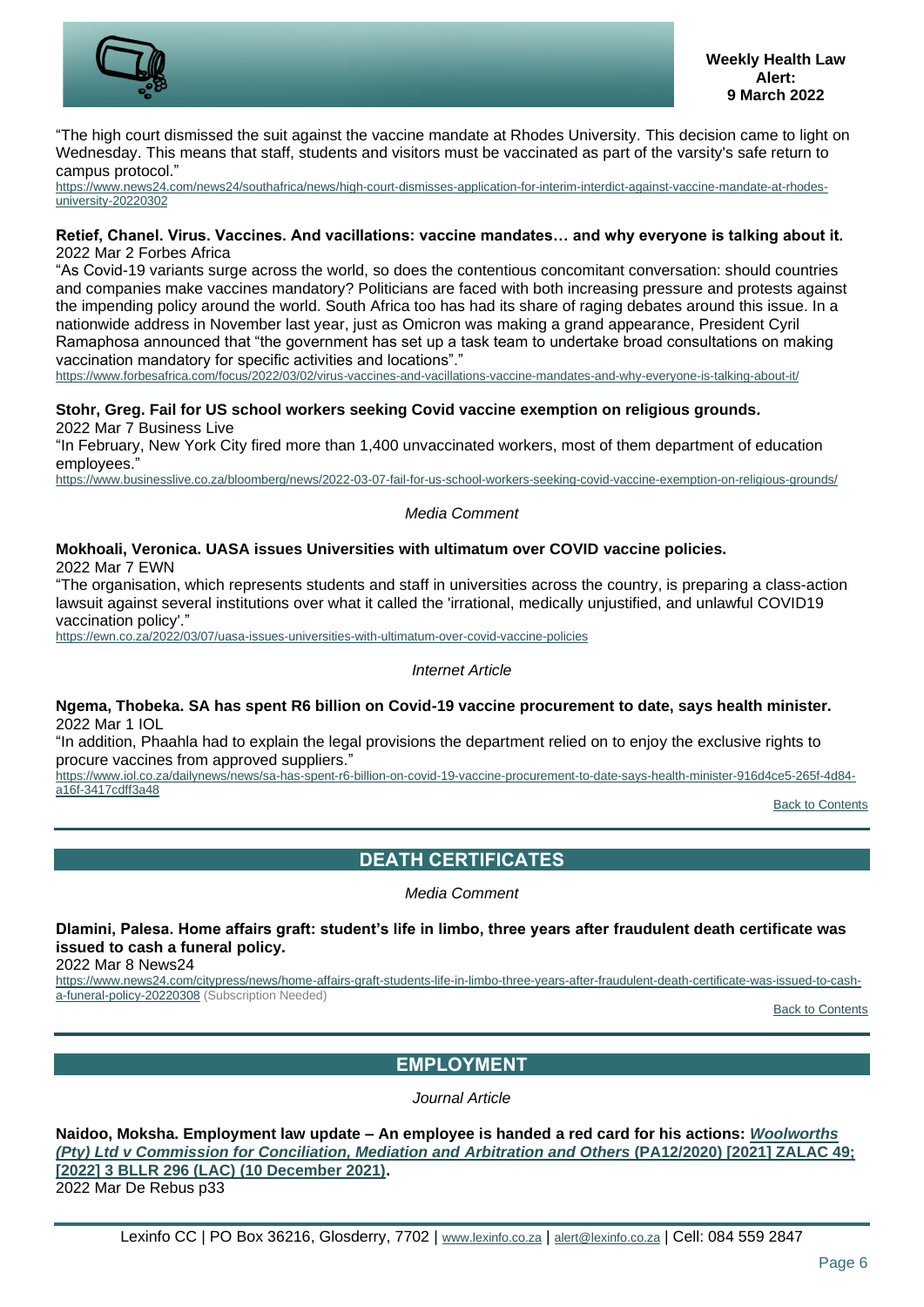"The high court dismissed the suit against the vaccine mandate at Rhodes University. This decision came to light on Wednesday. This means that staff, students and visitors must be vaccinated as part of the varsity's safe return to campus protocol."
https://www.news24.com/news24/southafrica/news/high-court-dismisses-application-for-interim-interdict-against-vaccine-mandate-at-rhodes-university-20220302

**Retief, Chanel. Virus. Vaccines. And vacillations: vaccine mandates… and why everyone is talking about it.**
2022 Mar 2 Forbes Africa
"As Covid-19 variants surge across the world, so does the contentious concomitant conversation: should countries and companies make vaccines mandatory? Politicians are faced with both increasing pressure and protests against the impending policy around the world. South Africa too has had its share of raging debates around this issue. In a nationwide address in November last year, just as Omicron was making a grand appearance, President Cyril Ramaphosa announced that "the government has set up a task team to undertake broad consultations on making vaccination mandatory for specific activities and locations"."
https://www.forbesafrica.com/focus/2022/03/02/virus-vaccines-and-vacillations-vaccine-mandates-and-why-everyone-is-talking-about-it/

**Stohr, Greg. Fail for US school workers seeking Covid vaccine exemption on religious grounds.**
2022 Mar 7 Business Live
"In February, New York City fired more than 1,400 unvaccinated workers, most of them department of education employees."
https://www.businesslive.co.za/bloomberg/news/2022-03-07-fail-for-us-school-workers-seeking-covid-vaccine-exemption-on-religious-grounds/

*Media Comment*

**Mokhoali, Veronica. UASA issues Universities with ultimatum over COVID vaccine policies.**
2022 Mar 7 EWN
"The organisation, which represents students and staff in universities across the country, is preparing a class-action lawsuit against several institutions over what it called the 'irrational, medically unjustified, and unlawful COVID19 vaccination policy'."
https://ewn.co.za/2022/03/07/uasa-issues-universities-with-ultimatum-over-covid-vaccine-policies

*Internet Article*

**Ngema, Thobeka. SA has spent R6 billion on Covid-19 vaccine procurement to date, says health minister.**
2022 Mar 1 IOL
"In addition, Phaahla had to explain the legal provisions the department relied on to enjoy the exclusive rights to procure vaccines from approved suppliers."
https://www.iol.co.za/dailynews/news/sa-has-spent-r6-billion-on-covid-19-vaccine-procurement-to-date-says-health-minister-916d4ce5-265f-4d84-a16f-3417cdff3a48

Back to Contents

## DEATH CERTIFICATES

*Media Comment*

**Dlamini, Palesa. Home affairs graft: student's life in limbo, three years after fraudulent death certificate was issued to cash a funeral policy.**
2022 Mar 8 News24
https://www.news24.com/citypress/news/home-affairs-graft-students-life-in-limbo-three-years-after-fraudulent-death-certificate-was-issued-to-cash-a-funeral-policy-20220308 (Subscription Needed)

Back to Contents

## EMPLOYMENT

*Journal Article*

**Naidoo, Moksha. Employment law update – An employee is handed a red card for his actions: *Woolworths (Pty) Ltd v Commission for Conciliation, Mediation and Arbitration and Others* (PA12/2020) [2021] ZALAC 49; [2022] 3 BLLR 296 (LAC) (10 December 2021).**
2022 Mar De Rebus p33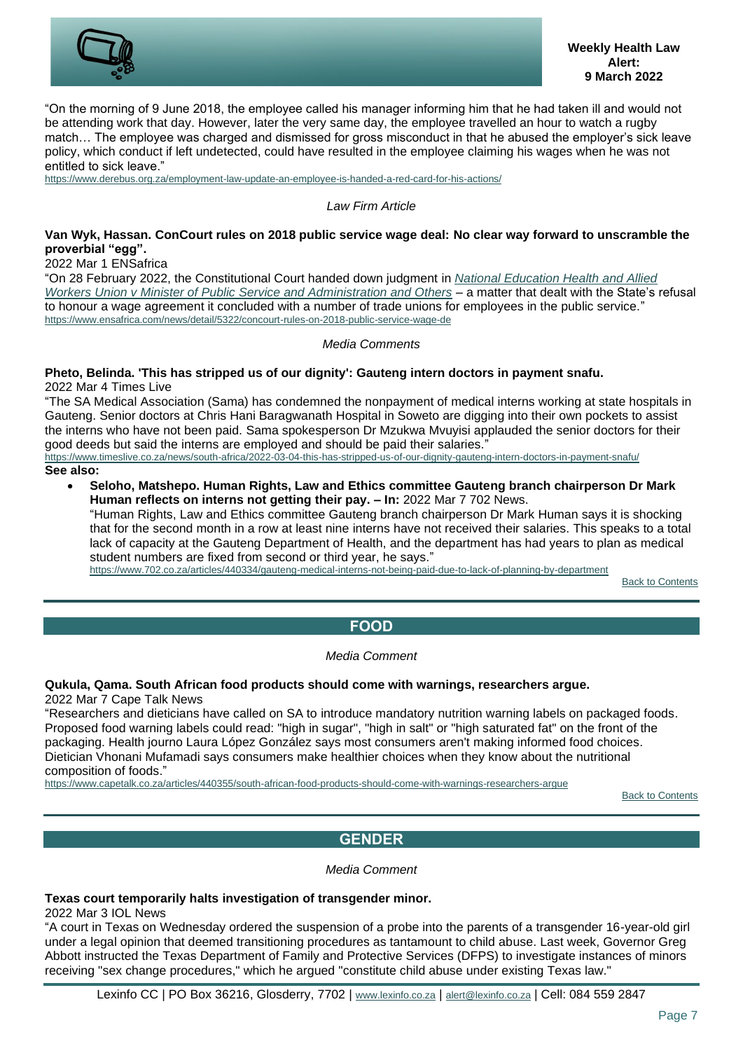"On the morning of 9 June 2018, the employee called his manager informing him that he had taken ill and would not be attending work that day. However, later the very same day, the employee travelled an hour to watch a rugby match… The employee was charged and dismissed for gross misconduct in that he abused the employer's sick leave policy, which conduct if left undetected, could have resulted in the employee claiming his wages when he was not entitled to sick leave."
https://www.derebus.org.za/employment-law-update-an-employee-is-handed-a-red-card-for-his-actions/

*Law Firm Article*

**Van Wyk, Hassan. ConCourt rules on 2018 public service wage deal: No clear way forward to unscramble the proverbial "egg".**
2022 Mar 1 ENSafrica
"On 28 February 2022, the Constitutional Court handed down judgment in *National Education Health and Allied Workers Union v Minister of Public Service and Administration and Others* – a matter that dealt with the State's refusal to honour a wage agreement it concluded with a number of trade unions for employees in the public service."
https://www.ensafrica.com/news/detail/5322/concourt-rules-on-2018-public-service-wage-de

*Media Comments*

**Pheto, Belinda. 'This has stripped us of our dignity': Gauteng intern doctors in payment snafu.**
2022 Mar 4 Times Live
"The SA Medical Association (Sama) has condemned the nonpayment of medical interns working at state hospitals in Gauteng. Senior doctors at Chris Hani Baragwanath Hospital in Soweto are digging into their own pockets to assist the interns who have not been paid. Sama spokesperson Dr Mzukwa Mvuyisi applauded the senior doctors for their good deeds but said the interns are employed and should be paid their salaries."
https://www.timeslive.co.za/news/south-africa/2022-03-04-this-has-stripped-us-of-our-dignity-gauteng-intern-doctors-in-payment-snafu/
**See also:**

- **Seloho, Matshepo. Human Rights, Law and Ethics committee Gauteng branch chairperson Dr Mark Human reflects on interns not getting their pay. – In:** 2022 Mar 7 702 News.
  "Human Rights, Law and Ethics committee Gauteng branch chairperson Dr Mark Human says it is shocking that for the second month in a row at least nine interns have not received their salaries. This speaks to a total lack of capacity at the Gauteng Department of Health, and the department has had years to plan as medical student numbers are fixed from second or third year, he says."
  https://www.702.co.za/articles/440334/gauteng-medical-interns-not-being-paid-due-to-lack-of-planning-by-department

Back to Contents

## FOOD

*Media Comment*

**Qukula, Qama. South African food products should come with warnings, researchers argue.**
2022 Mar 7 Cape Talk News
"Researchers and dieticians have called on SA to introduce mandatory nutrition warning labels on packaged foods. Proposed food warning labels could read: "high in sugar", "high in salt" or "high saturated fat" on the front of the packaging. Health journo Laura López González says most consumers aren't making informed food choices. Dietician Vhonani Mufamadi says consumers make healthier choices when they know about the nutritional composition of foods."
https://www.capetalk.co.za/articles/440355/south-african-food-products-should-come-with-warnings-researchers-argue

Back to Contents

## GENDER

*Media Comment*

**Texas court temporarily halts investigation of transgender minor.**
2022 Mar 3 IOL News
"A court in Texas on Wednesday ordered the suspension of a probe into the parents of a transgender 16-year-old girl under a legal opinion that deemed transitioning procedures as tantamount to child abuse. Last week, Governor Greg Abbott instructed the Texas Department of Family and Protective Services (DFPS) to investigate instances of minors receiving "sex change procedures," which he argued "constitute child abuse under existing Texas law."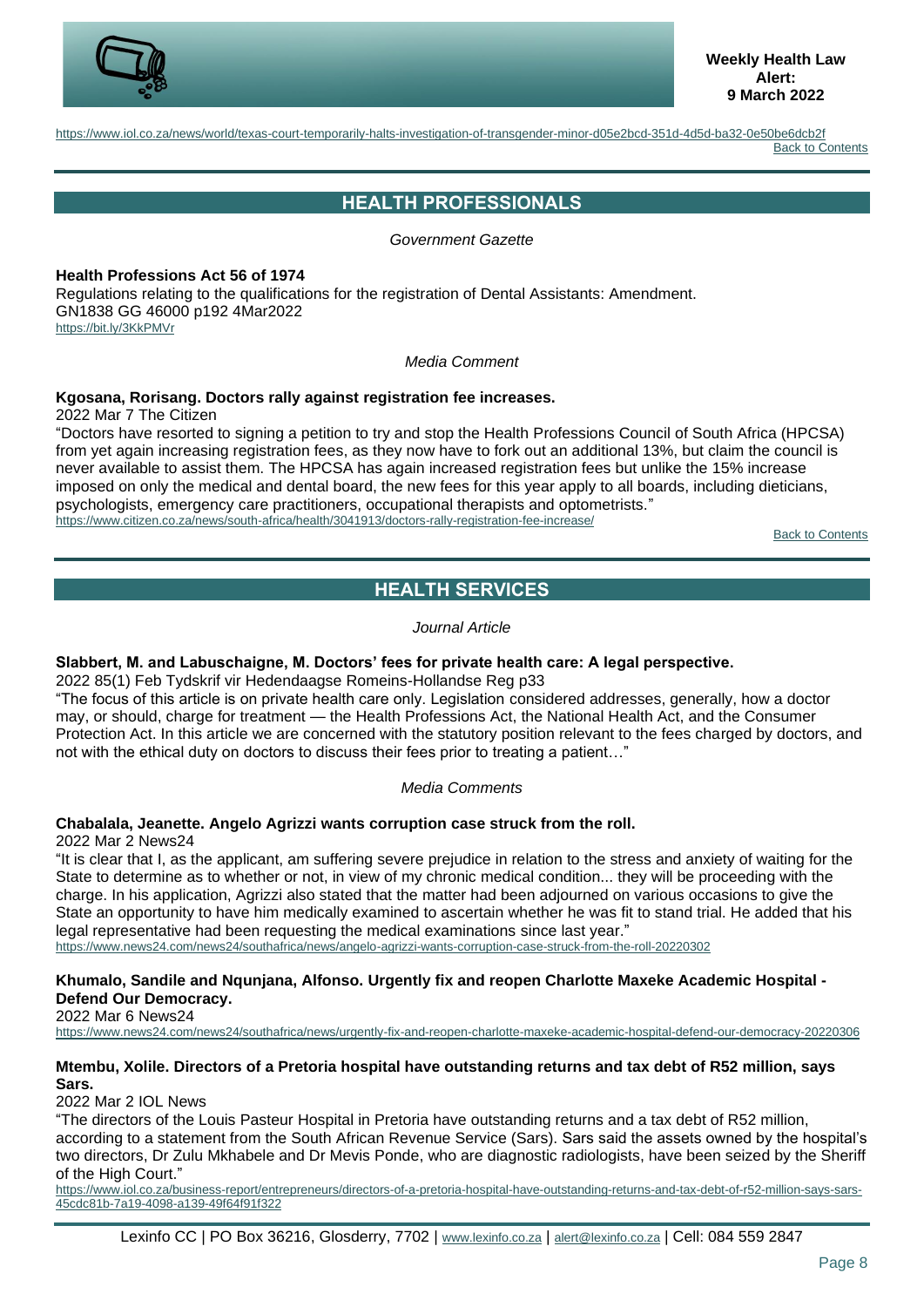https://www.iol.co.za/news/world/texas-court-temporarily-halts-investigation-of-transgender-minor-d05e2bcd-351d-4d5d-ba32-0e50be6dcb2f

Back to Contents

## HEALTH PROFESSIONALS

*Government Gazette*

**Health Professions Act 56 of 1974**
Regulations relating to the qualifications for the registration of Dental Assistants: Amendment.
GN1838 GG 46000 p192 4Mar2022
https://bit.ly/3KkPMVr

*Media Comment*

**Kgosana, Rorisang. Doctors rally against registration fee increases.**
2022 Mar 7 The Citizen
"Doctors have resorted to signing a petition to try and stop the Health Professions Council of South Africa (HPCSA) from yet again increasing registration fees, as they now have to fork out an additional 13%, but claim the council is never available to assist them. The HPCSA has again increased registration fees but unlike the 15% increase imposed on only the medical and dental board, the new fees for this year apply to all boards, including dieticians, psychologists, emergency care practitioners, occupational therapists and optometrists."
https://www.citizen.co.za/news/south-africa/health/3041913/doctors-rally-registration-fee-increase/

Back to Contents

## HEALTH SERVICES

*Journal Article*

**Slabbert, M. and Labuschaigne, M. Doctors' fees for private health care: A legal perspective.**
2022 85(1) Feb Tydskrif vir Hedendaagse Romeins-Hollandse Reg p33
"The focus of this article is on private health care only. Legislation considered addresses, generally, how a doctor may, or should, charge for treatment — the Health Professions Act, the National Health Act, and the Consumer Protection Act. In this article we are concerned with the statutory position relevant to the fees charged by doctors, and not with the ethical duty on doctors to discuss their fees prior to treating a patient…"

*Media Comments*

**Chabalala, Jeanette. Angelo Agrizzi wants corruption case struck from the roll.**
2022 Mar 2 News24
"It is clear that I, as the applicant, am suffering severe prejudice in relation to the stress and anxiety of waiting for the State to determine as to whether or not, in view of my chronic medical condition... they will be proceeding with the charge. In his application, Agrizzi also stated that the matter had been adjourned on various occasions to give the State an opportunity to have him medically examined to ascertain whether he was fit to stand trial. He added that his legal representative had been requesting the medical examinations since last year."
https://www.news24.com/news24/southafrica/news/angelo-agrizzi-wants-corruption-case-struck-from-the-roll-20220302

**Khumalo, Sandile and Nqunjana, Alfonso. Urgently fix and reopen Charlotte Maxeke Academic Hospital - Defend Our Democracy.**
2022 Mar 6 News24
https://www.news24.com/news24/southafrica/news/urgently-fix-and-reopen-charlotte-maxeke-academic-hospital-defend-our-democracy-20220306

**Mtembu, Xolile. Directors of a Pretoria hospital have outstanding returns and tax debt of R52 million, says Sars.**
2022 Mar 2 IOL News
"The directors of the Louis Pasteur Hospital in Pretoria have outstanding returns and a tax debt of R52 million, according to a statement from the South African Revenue Service (Sars). Sars said the assets owned by the hospital's two directors, Dr Zulu Mkhabele and Dr Mevis Ponde, who are diagnostic radiologists, have been seized by the Sheriff of the High Court."
https://www.iol.co.za/business-report/entrepreneurs/directors-of-a-pretoria-hospital-have-outstanding-returns-and-tax-debt-of-r52-million-says-sars-45cdc81b-7a19-4098-a139-49f64f91f322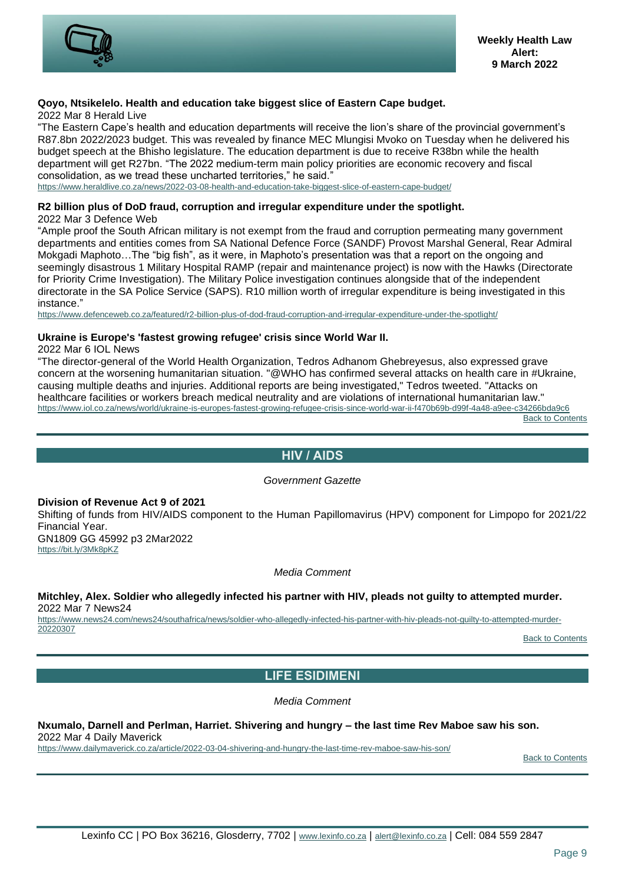**Qoyo, Ntsikelelo. Health and education take biggest slice of Eastern Cape budget.**
2022 Mar 8 Herald Live
"The Eastern Cape's health and education departments will receive the lion's share of the provincial government's R87.8bn 2022/2023 budget. This was revealed by finance MEC Mlungisi Mvoko on Tuesday when he delivered his budget speech at the Bhisho legislature. The education department is due to receive R38bn while the health department will get R27bn. "The 2022 medium-term main policy priorities are economic recovery and fiscal consolidation, as we tread these uncharted territories," he said."
https://www.heraldlive.co.za/news/2022-03-08-health-and-education-take-biggest-slice-of-eastern-cape-budget/

**R2 billion plus of DoD fraud, corruption and irregular expenditure under the spotlight.**
2022 Mar 3 Defence Web
"Ample proof the South African military is not exempt from the fraud and corruption permeating many government departments and entities comes from SA National Defence Force (SANDF) Provost Marshal General, Rear Admiral Mokgadi Maphoto…The "big fish", as it were, in Maphoto's presentation was that a report on the ongoing and seemingly disastrous 1 Military Hospital RAMP (repair and maintenance project) is now with the Hawks (Directorate for Priority Crime Investigation). The Military Police investigation continues alongside that of the independent directorate in the SA Police Service (SAPS). R10 million worth of irregular expenditure is being investigated in this instance."
https://www.defenceweb.co.za/featured/r2-billion-plus-of-dod-fraud-corruption-and-irregular-expenditure-under-the-spotlight/

**Ukraine is Europe's 'fastest growing refugee' crisis since World War II.**
2022 Mar 6 IOL News
"The director-general of the World Health Organization, Tedros Adhanom Ghebreyesus, also expressed grave concern at the worsening humanitarian situation. "@WHO has confirmed several attacks on health care in #Ukraine, causing multiple deaths and injuries. Additional reports are being investigated," Tedros tweeted. "Attacks on healthcare facilities or workers breach medical neutrality and are violations of international humanitarian law."
https://www.iol.co.za/news/world/ukraine-is-europes-fastest-growing-refugee-crisis-since-world-war-ii-f470b69b-d99f-4a48-a9ee-c34266bda9c6

Back to Contents

## HIV / AIDS

*Government Gazette*

**Division of Revenue Act 9 of 2021**
Shifting of funds from HIV/AIDS component to the Human Papillomavirus (HPV) component for Limpopo for 2021/22 Financial Year.
GN1809 GG 45992 p3 2Mar2022
https://bit.ly/3Mk8pKZ

*Media Comment*

**Mitchley, Alex. Soldier who allegedly infected his partner with HIV, pleads not guilty to attempted murder.**
2022 Mar 7 News24
https://www.news24.com/news24/southafrica/news/soldier-who-allegedly-infected-his-partner-with-hiv-pleads-not-guilty-to-attempted-murder-20220307

Back to Contents

## LIFE ESIDIMENI

*Media Comment*

**Nxumalo, Darnell and Perlman, Harriet. Shivering and hungry – the last time Rev Maboe saw his son.**
2022 Mar 4 Daily Maverick
https://www.dailymaverick.co.za/article/2022-03-04-shivering-and-hungry-the-last-time-rev-maboe-saw-his-son/

Back to Contents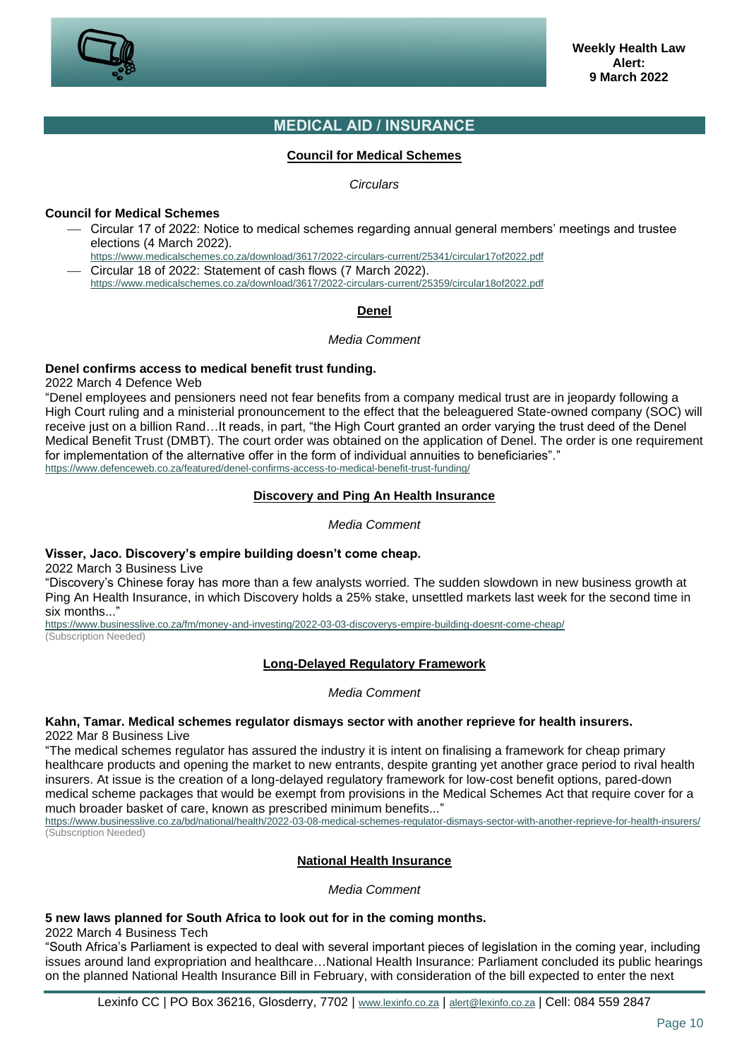## MEDICAL AID / INSURANCE

### Council for Medical Schemes

*Circulars*

**Council for Medical Schemes**

- Circular 17 of 2022: Notice to medical schemes regarding annual general members' meetings and trustee elections (4 March 2022).
  https://www.medicalschemes.co.za/download/3617/2022-circulars-current/25341/circular17of2022.pdf
- Circular 18 of 2022: Statement of cash flows (7 March 2022).
  https://www.medicalschemes.co.za/download/3617/2022-circulars-current/25359/circular18of2022.pdf

### Denel

*Media Comment*

**Denel confirms access to medical benefit trust funding.**
2022 March 4 Defence Web
"Denel employees and pensioners need not fear benefits from a company medical trust are in jeopardy following a High Court ruling and a ministerial pronouncement to the effect that the beleaguered State-owned company (SOC) will receive just on a billion Rand…It reads, in part, "the High Court granted an order varying the trust deed of the Denel Medical Benefit Trust (DMBT). The court order was obtained on the application of Denel. The order is one requirement for implementation of the alternative offer in the form of individual annuities to beneficiaries"."
https://www.defenceweb.co.za/featured/denel-confirms-access-to-medical-benefit-trust-funding/

### Discovery and Ping An Health Insurance

*Media Comment*

**Visser, Jaco. Discovery's empire building doesn't come cheap.**
2022 March 3 Business Live
"Discovery's Chinese foray has more than a few analysts worried. The sudden slowdown in new business growth at Ping An Health Insurance, in which Discovery holds a 25% stake, unsettled markets last week for the second time in six months..."
https://www.businesslive.co.za/fm/money-and-investing/2022-03-03-discoverys-empire-building-doesnt-come-cheap/
(Subscription Needed)

### Long-Delayed Regulatory Framework

*Media Comment*

**Kahn, Tamar. Medical schemes regulator dismays sector with another reprieve for health insurers.**
2022 Mar 8 Business Live
"The medical schemes regulator has assured the industry it is intent on finalising a framework for cheap primary healthcare products and opening the market to new entrants, despite granting yet another grace period to rival health insurers. At issue is the creation of a long-delayed regulatory framework for low-cost benefit options, pared-down medical scheme packages that would be exempt from provisions in the Medical Schemes Act that require cover for a much broader basket of care, known as prescribed minimum benefits..."
https://www.businesslive.co.za/bd/national/health/2022-03-08-medical-schemes-regulator-dismays-sector-with-another-reprieve-for-health-insurers/
(Subscription Needed)

### National Health Insurance

*Media Comment*

**5 new laws planned for South Africa to look out for in the coming months.**
2022 March 4 Business Tech
"South Africa's Parliament is expected to deal with several important pieces of legislation in the coming year, including issues around land expropriation and healthcare…National Health Insurance: Parliament concluded its public hearings on the planned National Health Insurance Bill in February, with consideration of the bill expected to enter the next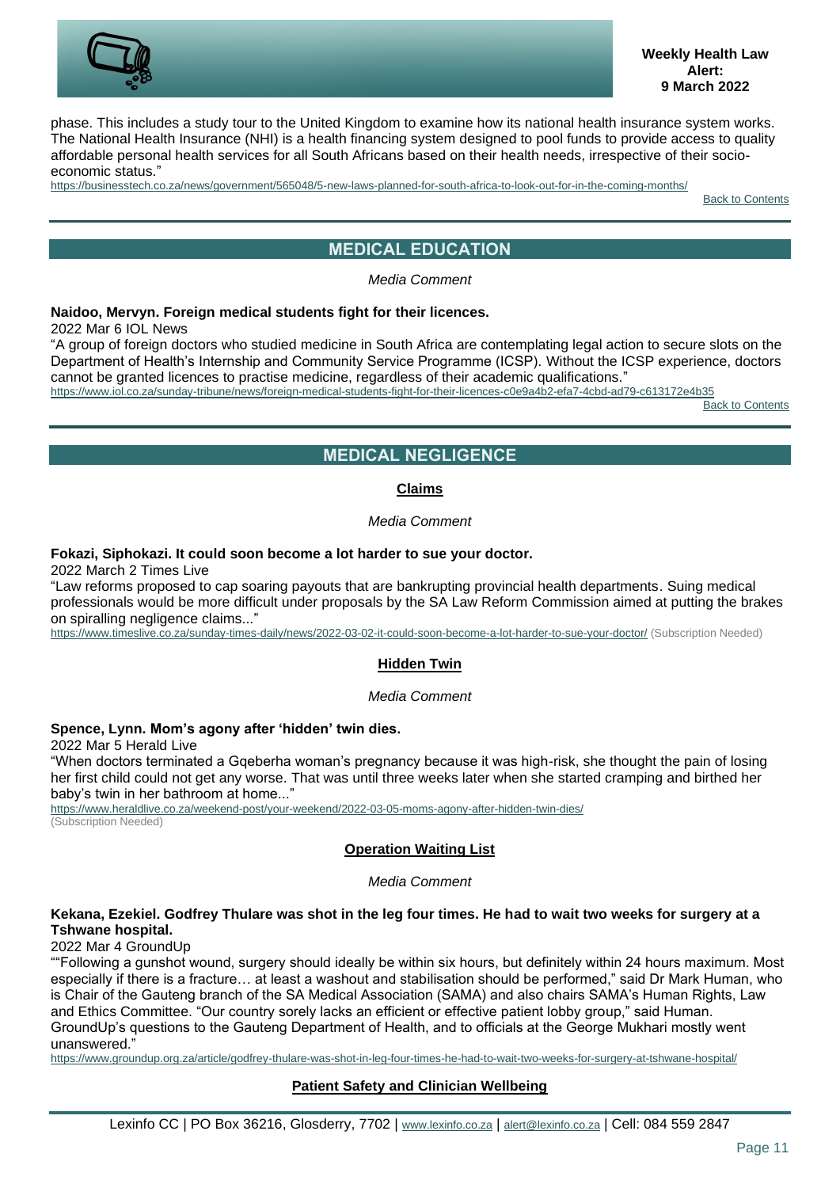phase. This includes a study tour to the United Kingdom to examine how its national health insurance system works. The National Health Insurance (NHI) is a health financing system designed to pool funds to provide access to quality affordable personal health services for all South Africans based on their health needs, irrespective of their socio-economic status."

https://businesstech.co.za/news/government/565048/5-new-laws-planned-for-south-africa-to-look-out-for-in-the-coming-months/

Back to Contents

## MEDICAL EDUCATION

*Media Comment*

**Naidoo, Mervyn. Foreign medical students fight for their licences.**

2022 Mar 6 IOL News

"A group of foreign doctors who studied medicine in South Africa are contemplating legal action to secure slots on the Department of Health's Internship and Community Service Programme (ICSP). Without the ICSP experience, doctors cannot be granted licences to practise medicine, regardless of their academic qualifications."

https://www.iol.co.za/sunday-tribune/news/foreign-medical-students-fight-for-their-licences-c0e9a4b2-efa7-4cbd-ad79-c613172e4b35

Back to Contents

## MEDICAL NEGLIGENCE

### Claims

*Media Comment*

**Fokazi, Siphokazi. It could soon become a lot harder to sue your doctor.**

2022 March 2 Times Live

"Law reforms proposed to cap soaring payouts that are bankrupting provincial health departments. Suing medical professionals would be more difficult under proposals by the SA Law Reform Commission aimed at putting the brakes on spiralling negligence claims..."

https://www.timeslive.co.za/sunday-times-daily/news/2022-03-02-it-could-soon-become-a-lot-harder-to-sue-your-doctor/ (Subscription Needed)

### Hidden Twin

*Media Comment*

**Spence, Lynn. Mom's agony after 'hidden' twin dies.**

2022 Mar 5 Herald Live

"When doctors terminated a Gqeberha woman's pregnancy because it was high-risk, she thought the pain of losing her first child could not get any worse. That was until three weeks later when she started cramping and birthed her baby's twin in her bathroom at home..."

https://www.heraldlive.co.za/weekend-post/your-weekend/2022-03-05-moms-agony-after-hidden-twin-dies/ (Subscription Needed)

### Operation Waiting List

*Media Comment*

**Kekana, Ezekiel. Godfrey Thulare was shot in the leg four times. He had to wait two weeks for surgery at a Tshwane hospital.**

2022 Mar 4 GroundUp

""Following a gunshot wound, surgery should ideally be within six hours, but definitely within 24 hours maximum. Most especially if there is a fracture… at least a washout and stabilisation should be performed," said Dr Mark Human, who is Chair of the Gauteng branch of the SA Medical Association (SAMA) and also chairs SAMA's Human Rights, Law and Ethics Committee. "Our country sorely lacks an efficient or effective patient lobby group," said Human. GroundUp's questions to the Gauteng Department of Health, and to officials at the George Mukhari mostly went unanswered."

https://www.groundup.org.za/article/godfrey-thulare-was-shot-in-leg-four-times-he-had-to-wait-two-weeks-for-surgery-at-tshwane-hospital/

### Patient Safety and Clinician Wellbeing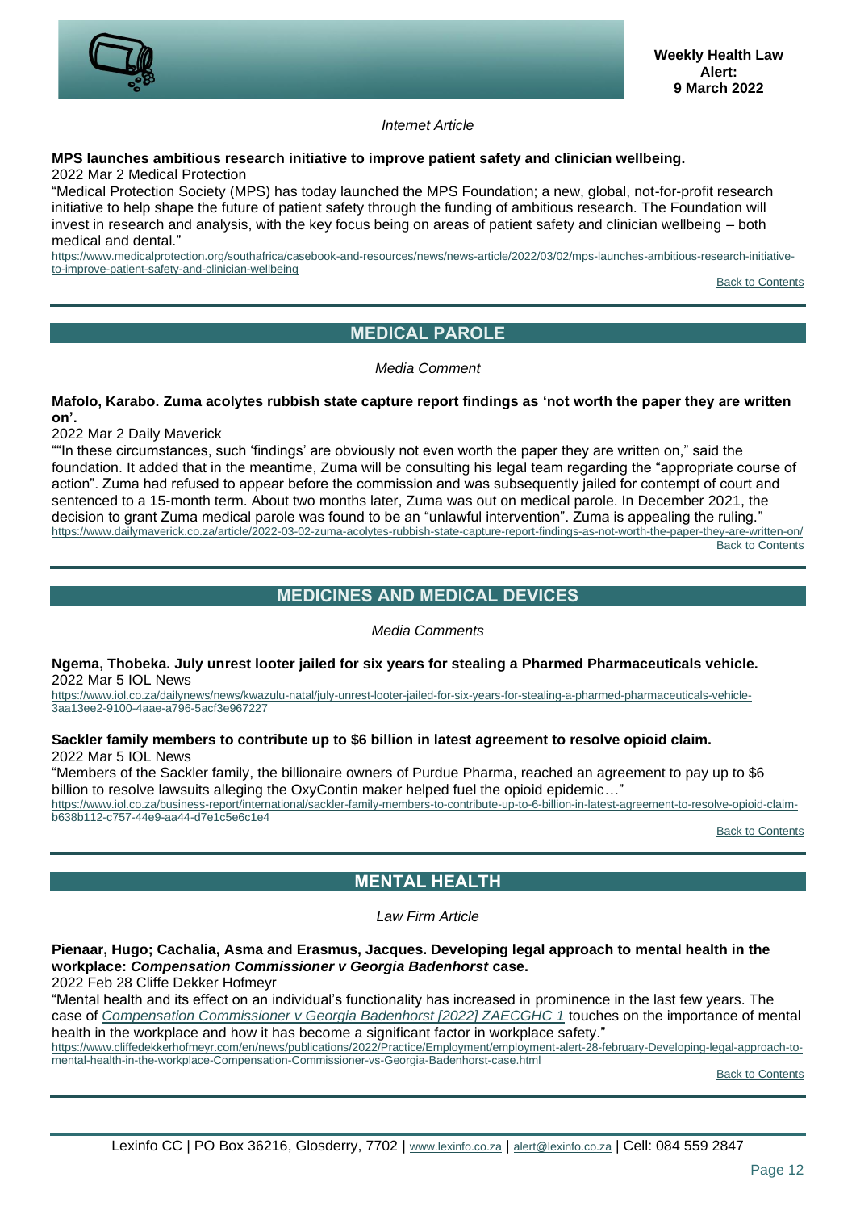*Internet Article*

**MPS launches ambitious research initiative to improve patient safety and clinician wellbeing.**
2022 Mar 2 Medical Protection
"Medical Protection Society (MPS) has today launched the MPS Foundation; a new, global, not-for-profit research initiative to help shape the future of patient safety through the funding of ambitious research. The Foundation will invest in research and analysis, with the key focus being on areas of patient safety and clinician wellbeing – both medical and dental."
https://www.medicalprotection.org/southafrica/casebook-and-resources/news/news-article/2022/03/02/mps-launches-ambitious-research-initiative-to-improve-patient-safety-and-clinician-wellbeing

Back to Contents

## MEDICAL PAROLE

*Media Comment*

**Mafolo, Karabo. Zuma acolytes rubbish state capture report findings as 'not worth the paper they are written on'.**
2022 Mar 2 Daily Maverick
""In these circumstances, such 'findings' are obviously not even worth the paper they are written on," said the foundation. It added that in the meantime, Zuma will be consulting his legal team regarding the "appropriate course of action". Zuma had refused to appear before the commission and was subsequently jailed for contempt of court and sentenced to a 15-month term. About two months later, Zuma was out on medical parole. In December 2021, the decision to grant Zuma medical parole was found to be an "unlawful intervention". Zuma is appealing the ruling."
https://www.dailymaverick.co.za/article/2022-03-02-zuma-acolytes-rubbish-state-capture-report-findings-as-not-worth-the-paper-they-are-written-on/

Back to Contents

## MEDICINES AND MEDICAL DEVICES

*Media Comments*

**Ngema, Thobeka. July unrest looter jailed for six years for stealing a Pharmed Pharmaceuticals vehicle.**
2022 Mar 5 IOL News
https://www.iol.co.za/dailynews/news/kwazulu-natal/july-unrest-looter-jailed-for-six-years-for-stealing-a-pharmed-pharmaceuticals-vehicle-3aa13ee2-9100-4aae-a796-5acf3e967227

**Sackler family members to contribute up to $6 billion in latest agreement to resolve opioid claim.**
2022 Mar 5 IOL News
"Members of the Sackler family, the billionaire owners of Purdue Pharma, reached an agreement to pay up to $6 billion to resolve lawsuits alleging the OxyContin maker helped fuel the opioid epidemic…"
https://www.iol.co.za/business-report/international/sackler-family-members-to-contribute-up-to-6-billion-in-latest-agreement-to-resolve-opioid-claim-b638b112-c757-44e9-aa44-d7e1c5e6c1e4

Back to Contents

## MENTAL HEALTH

*Law Firm Article*

**Pienaar, Hugo; Cachalia, Asma and Erasmus, Jacques. Developing legal approach to mental health in the workplace: *Compensation Commissioner v Georgia Badenhorst* case.**
2022 Feb 28 Cliffe Dekker Hofmeyr
"Mental health and its effect on an individual's functionality has increased in prominence in the last few years. The case of *Compensation Commissioner v Georgia Badenhorst [2022] ZAECGHC 1* touches on the importance of mental health in the workplace and how it has become a significant factor in workplace safety."
https://www.cliffedekkerhofmeyr.com/en/news/publications/2022/Practice/Employment/employment-alert-28-february-Developing-legal-approach-to-mental-health-in-the-workplace-Compensation-Commissioner-vs-Georgia-Badenhorst-case.html

Back to Contents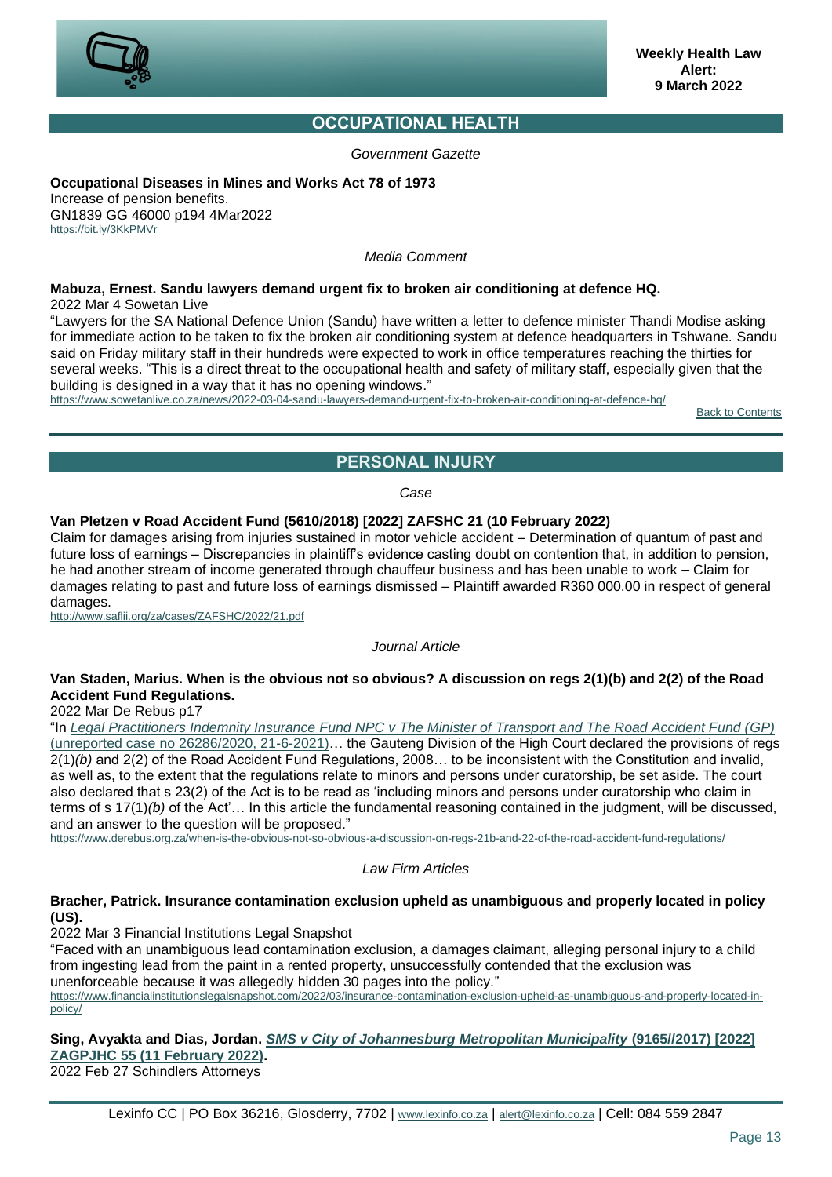## OCCUPATIONAL HEALTH

*Government Gazette*

**Occupational Diseases in Mines and Works Act 78 of 1973**
Increase of pension benefits.
GN1839 GG 46000 p194 4Mar2022
https://bit.ly/3KkPMVr

*Media Comment*

**Mabuza, Ernest. Sandu lawyers demand urgent fix to broken air conditioning at defence HQ.**
2022 Mar 4 Sowetan Live
"Lawyers for the SA National Defence Union (Sandu) have written a letter to defence minister Thandi Modise asking for immediate action to be taken to fix the broken air conditioning system at defence headquarters in Tshwane. Sandu said on Friday military staff in their hundreds were expected to work in office temperatures reaching the thirties for several weeks. "This is a direct threat to the occupational health and safety of military staff, especially given that the building is designed in a way that it has no opening windows."
https://www.sowetanlive.co.za/news/2022-03-04-sandu-lawyers-demand-urgent-fix-to-broken-air-conditioning-at-defence-hq/

Back to Contents

## PERSONAL INJURY

*Case*

**Van Pletzen v Road Accident Fund (5610/2018) [2022] ZAFSHC 21 (10 February 2022)**
Claim for damages arising from injuries sustained in motor vehicle accident – Determination of quantum of past and future loss of earnings – Discrepancies in plaintiff's evidence casting doubt on contention that, in addition to pension, he had another stream of income generated through chauffeur business and has been unable to work – Claim for damages relating to past and future loss of earnings dismissed – Plaintiff awarded R360 000.00 in respect of general damages.
http://www.saflii.org/za/cases/ZAFSHC/2022/21.pdf

*Journal Article*

**Van Staden, Marius. When is the obvious not so obvious? A discussion on regs 2(1)(b) and 2(2) of the Road Accident Fund Regulations.**
2022 Mar De Rebus p17
"In *Legal Practitioners Indemnity Insurance Fund NPC v The Minister of Transport and The Road Accident Fund (GP)* (unreported case no 26286/2020, 21-6-2021)… the Gauteng Division of the High Court declared the provisions of regs 2(1)*(b)* and 2(2) of the Road Accident Fund Regulations, 2008… to be inconsistent with the Constitution and invalid, as well as, to the extent that the regulations relate to minors and persons under curatorship, be set aside. The court also declared that s 23(2) of the Act is to be read as 'including minors and persons under curatorship who claim in terms of s 17(1)*(b)* of the Act'… In this article the fundamental reasoning contained in the judgment, will be discussed, and an answer to the question will be proposed."
https://www.derebus.org.za/when-is-the-obvious-not-so-obvious-a-discussion-on-regs-21b-and-22-of-the-road-accident-fund-regulations/

*Law Firm Articles*

**Bracher, Patrick. Insurance contamination exclusion upheld as unambiguous and properly located in policy (US).**
2022 Mar 3 Financial Institutions Legal Snapshot
"Faced with an unambiguous lead contamination exclusion, a damages claimant, alleging personal injury to a child from ingesting lead from the paint in a rented property, unsuccessfully contended that the exclusion was unenforceable because it was allegedly hidden 30 pages into the policy."
https://www.financialinstitutionslegalsnapshot.com/2022/03/insurance-contamination-exclusion-upheld-as-unambiguous-and-properly-located-in-policy/

**Sing, Avyakta and Dias, Jordan. *SMS v City of Johannesburg Metropolitan Municipality* (9165//2017) [2022] ZAGPJHC 55 (11 February 2022).**
2022 Feb 27 Schindlers Attorneys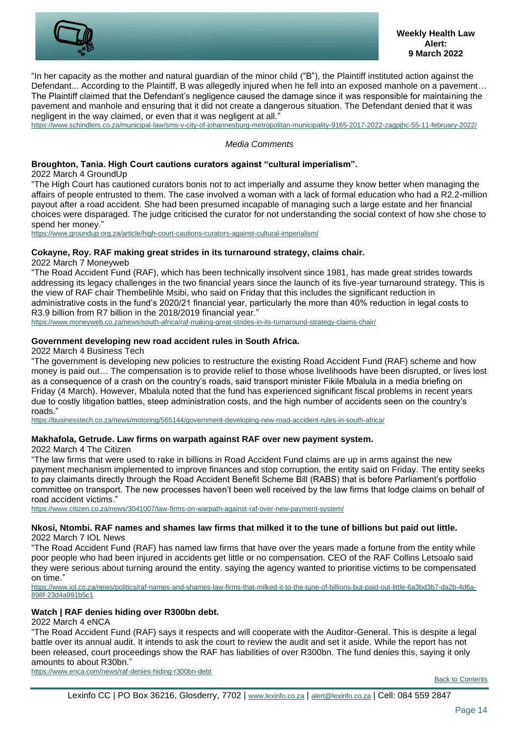"In her capacity as the mother and natural guardian of the minor child ("B"), the Plaintiff instituted action against the Defendant... According to the Plaintiff, B was allegedly injured when he fell into an exposed manhole on a pavement… The Plaintiff claimed that the Defendant's negligence caused the damage since it was responsible for maintaining the pavement and manhole and ensuring that it did not create a dangerous situation. The Defendant denied that it was negligent in the way claimed, or even that it was negligent at all."

https://www.schindlers.co.za/municipal-law/sms-v-city-of-johannesburg-metropolitan-municipality-9165-2017-2022-zagpjhc-55-11-february-2022/

*Media Comments*

**Broughton, Tania. High Court cautions curators against "cultural imperialism".**

2022 March 4 GroundUp

"The High Court has cautioned curators bonis not to act imperially and assume they know better when managing the affairs of people entrusted to them. The case involved a woman with a lack of formal education who had a R2.2-million payout after a road accident. She had been presumed incapable of managing such a large estate and her financial choices were disparaged. The judge criticised the curator for not understanding the social context of how she chose to spend her money."

https://www.groundup.org.za/article/high-court-cautions-curators-against-cultural-imperialism/

**Cokayne, Roy. RAF making great strides in its turnaround strategy, claims chair.**

2022 March 7 Moneyweb

"The Road Accident Fund (RAF), which has been technically insolvent since 1981, has made great strides towards addressing its legacy challenges in the two financial years since the launch of its five-year turnaround strategy. This is the view of RAF chair Thembelihle Msibi, who said on Friday that this includes the significant reduction in administrative costs in the fund's 2020/21 financial year, particularly the more than 40% reduction in legal costs to R3.9 billion from R7 billion in the 2018/2019 financial year."

https://www.moneyweb.co.za/news/south-africa/raf-making-great-strides-in-its-turnaround-strategy-claims-chair/

**Government developing new road accident rules in South Africa.**

2022 March 4 Business Tech

"The government is developing new policies to restructure the existing Road Accident Fund (RAF) scheme and how money is paid out… The compensation is to provide relief to those whose livelihoods have been disrupted, or lives lost as a consequence of a crash on the country's roads, said transport minister Fikile Mbalula in a media briefing on Friday (4 March). However, Mbalula noted that the fund has experienced significant fiscal problems in recent years due to costly litigation battles, steep administration costs, and the high number of accidents seen on the country's roads."

https://businesstech.co.za/news/motoring/565144/government-developing-new-road-accident-rules-in-south-africa/

**Makhafola, Getrude. Law firms on warpath against RAF over new payment system.**

2022 March 4 The Citizen

"The law firms that were used to rake in billions in Road Accident Fund claims are up in arms against the new payment mechanism implemented to improve finances and stop corruption, the entity said on Friday. The entity seeks to pay claimants directly through the Road Accident Benefit Scheme Bill (RABS) that is before Parliament's portfolio committee on transport. The new processes haven't been well received by the law firms that lodge claims on behalf of road accident victims."

https://www.citizen.co.za/news/3041007/law-firms-on-warpath-against-raf-over-new-payment-system/

**Nkosi, Ntombi. RAF names and shames law firms that milked it to the tune of billions but paid out little.**

2022 March 7 IOL News

"The Road Accident Fund (RAF) has named law firms that have over the years made a fortune from the entity while poor people who had been injured in accidents get little or no compensation. CEO of the RAF Collins Letsoalo said they were serious about turning around the entity. saying the agency wanted to prioritise victims to be compensated on time."

https://www.iol.co.za/news/politics/raf-names-and-shames-law-firms-that-milked-it-to-the-tune-of-billions-but-paid-out-little-6a3bd3b7-da2b-4d6a-898f-23d4a991b5c1

**Watch | RAF denies hiding over R300bn debt.**

2022 March 4 eNCA

"The Road Accident Fund (RAF) says it respects and will cooperate with the Auditor-General. This is despite a legal battle over its annual audit. It intends to ask the court to review the audit and set it aside. While the report has not been released, court proceedings show the RAF has liabilities of over R300bn. The fund denies this, saying it only amounts to about R30bn."

https://www.enca.com/news/raf-denies-hiding-r300bn-debt

Back to Contents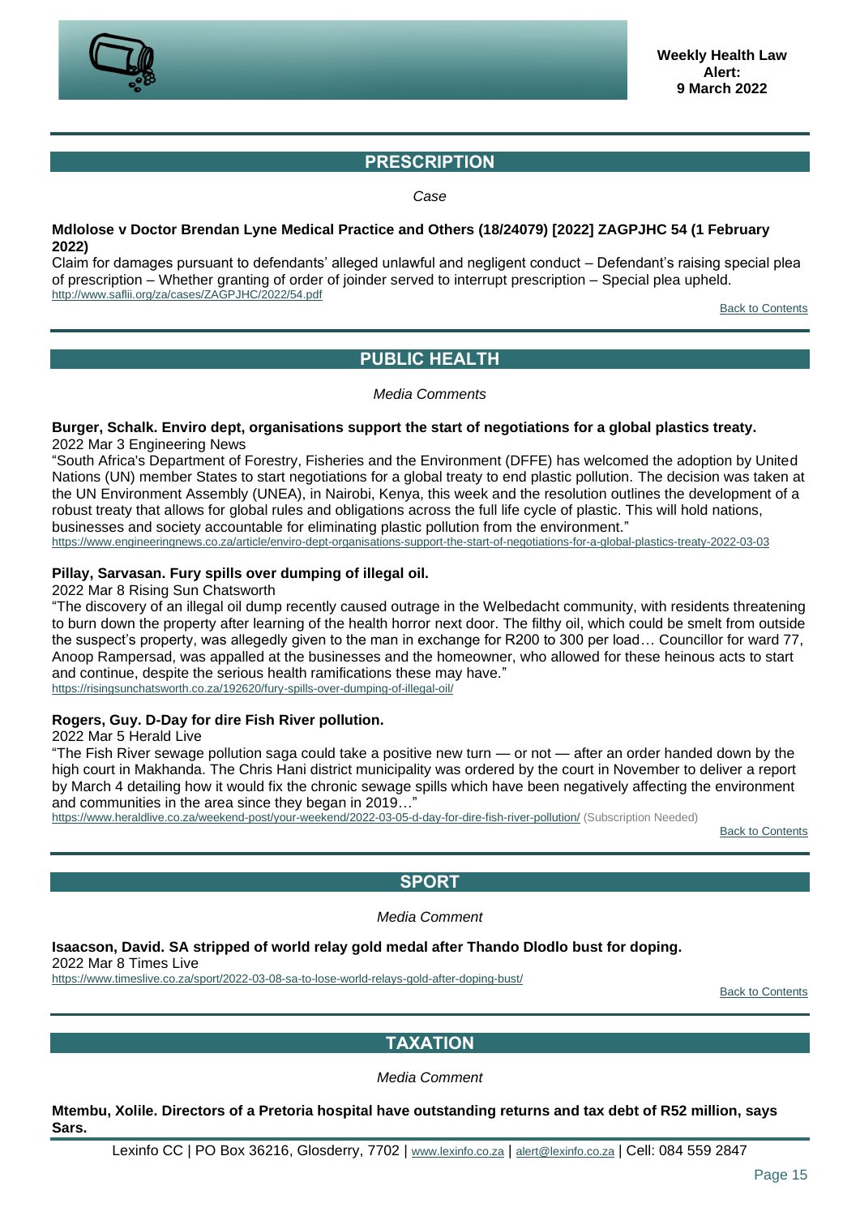## PRESCRIPTION

*Case*

**Mdlolose v Doctor Brendan Lyne Medical Practice and Others (18/24079) [2022] ZAGPJHC 54 (1 February 2022)**
Claim for damages pursuant to defendants' alleged unlawful and negligent conduct – Defendant's raising special plea of prescription – Whether granting of order of joinder served to interrupt prescription – Special plea upheld.
http://www.saflii.org/za/cases/ZAGPJHC/2022/54.pdf

Back to Contents

## PUBLIC HEALTH

*Media Comments*

**Burger, Schalk. Enviro dept, organisations support the start of negotiations for a global plastics treaty.**
2022 Mar 3 Engineering News
"South Africa's Department of Forestry, Fisheries and the Environment (DFFE) has welcomed the adoption by United Nations (UN) member States to start negotiations for a global treaty to end plastic pollution. The decision was taken at the UN Environment Assembly (UNEA), in Nairobi, Kenya, this week and the resolution outlines the development of a robust treaty that allows for global rules and obligations across the full life cycle of plastic. This will hold nations, businesses and society accountable for eliminating plastic pollution from the environment."
https://www.engineeringnews.co.za/article/enviro-dept-organisations-support-the-start-of-negotiations-for-a-global-plastics-treaty-2022-03-03

**Pillay, Sarvasan. Fury spills over dumping of illegal oil.**
2022 Mar 8 Rising Sun Chatsworth
"The discovery of an illegal oil dump recently caused outrage in the Welbedacht community, with residents threatening to burn down the property after learning of the health horror next door. The filthy oil, which could be smelt from outside the suspect's property, was allegedly given to the man in exchange for R200 to 300 per load… Councillor for ward 77, Anoop Rampersad, was appalled at the businesses and the homeowner, who allowed for these heinous acts to start and continue, despite the serious health ramifications these may have."
https://risingsunchatsworth.co.za/192620/fury-spills-over-dumping-of-illegal-oil/

**Rogers, Guy. D-Day for dire Fish River pollution.**
2022 Mar 5 Herald Live
"The Fish River sewage pollution saga could take a positive new turn — or not — after an order handed down by the high court in Makhanda. The Chris Hani district municipality was ordered by the court in November to deliver a report by March 4 detailing how it would fix the chronic sewage spills which have been negatively affecting the environment and communities in the area since they began in 2019…"
https://www.heraldlive.co.za/weekend-post/your-weekend/2022-03-05-d-day-for-dire-fish-river-pollution/ (Subscription Needed)

Back to Contents

## SPORT

*Media Comment*

**Isaacson, David. SA stripped of world relay gold medal after Thando Dlodlo bust for doping.**
2022 Mar 8 Times Live
https://www.timeslive.co.za/sport/2022-03-08-sa-to-lose-world-relays-gold-after-doping-bust/

Back to Contents

## TAXATION

*Media Comment*

**Mtembu, Xolile. Directors of a Pretoria hospital have outstanding returns and tax debt of R52 million, says Sars.**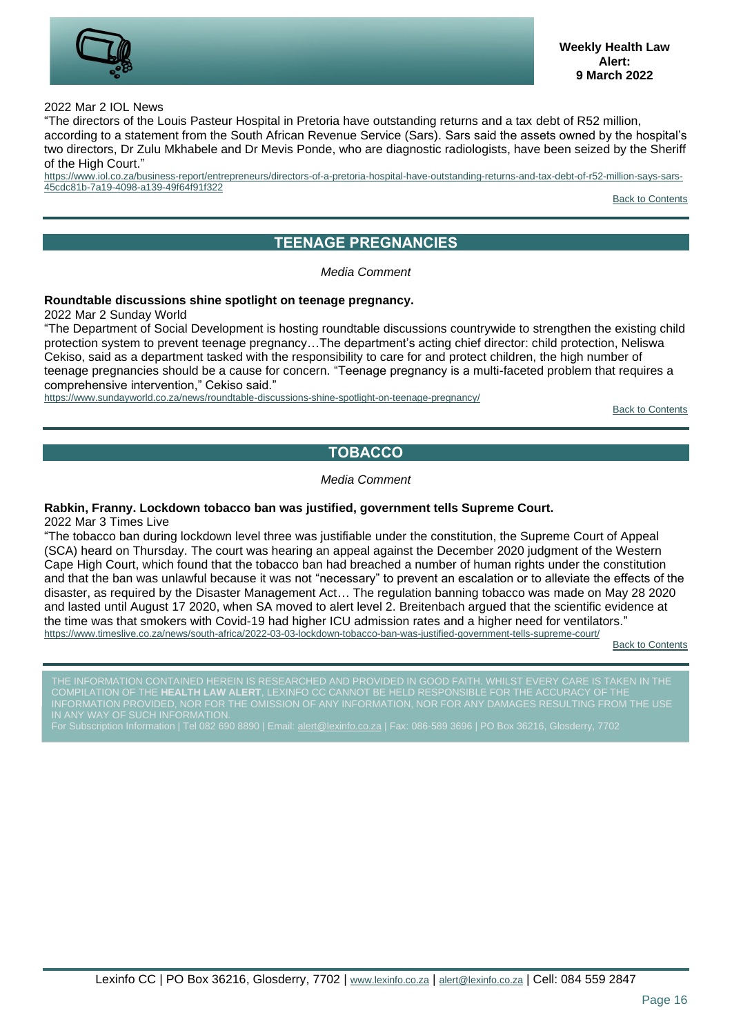2022 Mar 2 IOL News

"The directors of the Louis Pasteur Hospital in Pretoria have outstanding returns and a tax debt of R52 million, according to a statement from the South African Revenue Service (Sars). Sars said the assets owned by the hospital's two directors, Dr Zulu Mkhabele and Dr Mevis Ponde, who are diagnostic radiologists, have been seized by the Sheriff of the High Court."

https://www.iol.co.za/business-report/entrepreneurs/directors-of-a-pretoria-hospital-have-outstanding-returns-and-tax-debt-of-r52-million-says-sars-45cdc81b-7a19-4098-a139-49f64f91f322

Back to Contents

## TEENAGE PREGNANCIES

*Media Comment*

**Roundtable discussions shine spotlight on teenage pregnancy.**

2022 Mar 2 Sunday World

"The Department of Social Development is hosting roundtable discussions countrywide to strengthen the existing child protection system to prevent teenage pregnancy…The department's acting chief director: child protection, Neliswa Cekiso, said as a department tasked with the responsibility to care for and protect children, the high number of teenage pregnancies should be a cause for concern. "Teenage pregnancy is a multi-faceted problem that requires a comprehensive intervention," Cekiso said."

https://www.sundayworld.co.za/news/roundtable-discussions-shine-spotlight-on-teenage-pregnancy/

Back to Contents

## TOBACCO

*Media Comment*

**Rabkin, Franny. Lockdown tobacco ban was justified, government tells Supreme Court.**

2022 Mar 3 Times Live

"The tobacco ban during lockdown level three was justifiable under the constitution, the Supreme Court of Appeal (SCA) heard on Thursday. The court was hearing an appeal against the December 2020 judgment of the Western Cape High Court, which found that the tobacco ban had breached a number of human rights under the constitution and that the ban was unlawful because it was not "necessary" to prevent an escalation or to alleviate the effects of the disaster, as required by the Disaster Management Act… The regulation banning tobacco was made on May 28 2020 and lasted until August 17 2020, when SA moved to alert level 2. Breitenbach argued that the scientific evidence at the time was that smokers with Covid-19 had higher ICU admission rates and a higher need for ventilators."

https://www.timeslive.co.za/news/south-africa/2022-03-03-lockdown-tobacco-ban-was-justified-government-tells-supreme-court/

Back to Contents

THE INFORMATION CONTAINED HEREIN IS RESEARCHED AND PROVIDED IN GOOD FAITH. WHILST EVERY CARE IS TAKEN IN THE COMPILATION OF THE **HEALTH LAW ALERT**, LEXINFO CC CANNOT BE HELD RESPONSIBLE FOR THE ACCURACY OF THE INFORMATION PROVIDED, NOR FOR THE OMISSION OF ANY INFORMATION, NOR FOR ANY DAMAGES RESULTING FROM THE USE IN ANY WAY OF SUCH INFORMATION.

For Subscription Information | Tel 082 690 8890 | Email: alert@lexinfo.co.za | Fax: 086-589 3696 | PO Box 36216, Glosderry, 7702